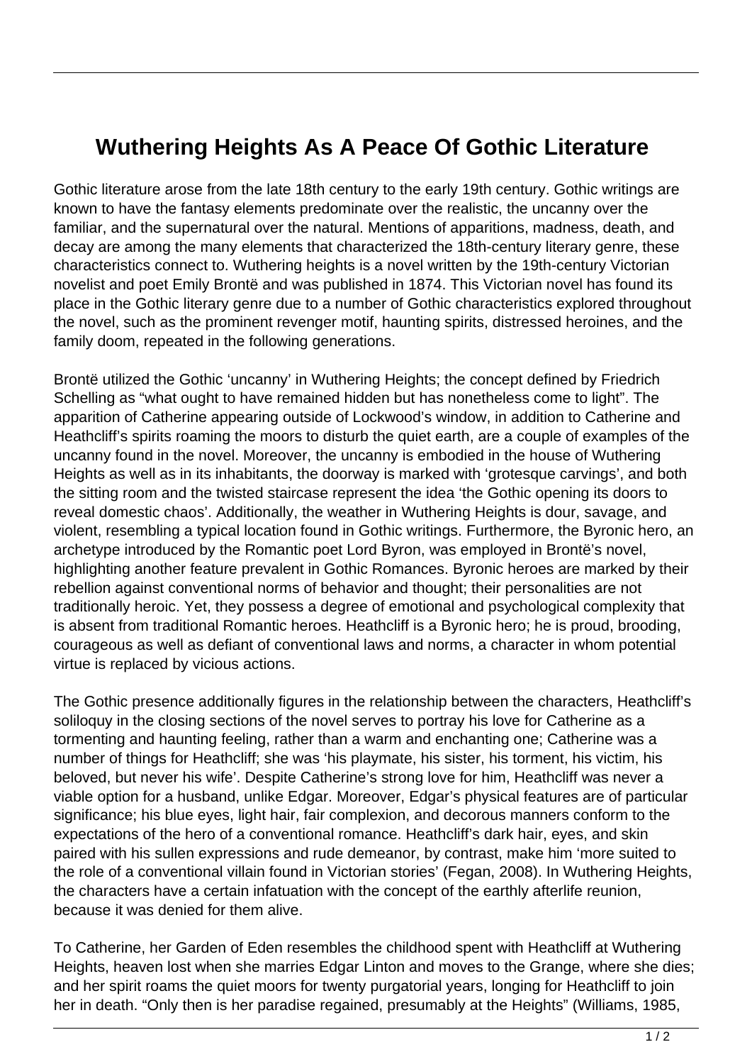# Wuthering Heights As A Peace Of Gothic Literature

Gothic literature arose from the late 18th century to the early 19th century. Gothic writings are known to have the fantasy elements predominate over the realistic, the uncanny over the familiar, and the supernatural over the natural. Mentions of apparitions, madness, death, and decay are among the many elements that characterized the 18th-century literary genre, these characteristics connect to. Wuthering heights is a novel written by the 19th-century Victorian novelist and poet Emily Brontë and was published in 1874. This Victorian novel has found its place in the Gothic literary genre due to a number of Gothic characteristics explored throughout the novel, such as the prominent revenger motif, haunting spirits, distressed heroines, and the family doom, repeated in the following generations.

Brontë utilized the Gothic 'uncanny' in Wuthering Heights; the concept defined by Friedrich Schelling as "what ought to have remained hidden but has nonetheless come to light". The apparition of Catherine appearing outside of Lockwood's window, in addition to Catherine and Heathcliff's spirits roaming the moors to disturb the quiet earth, are a couple of examples of the uncanny found in the novel. Moreover, the uncanny is embodied in the house of Wuthering Heights as well as in its inhabitants, the doorway is marked with 'grotesque carvings', and both the sitting room and the twisted staircase represent the idea 'the Gothic opening its doors to reveal domestic chaos'. Additionally, the weather in Wuthering Heights is dour, savage, and violent, resembling a typical location found in Gothic writings. Furthermore, the Byronic hero, an archetype introduced by the Romantic poet Lord Byron, was employed in Brontë's novel, highlighting another feature prevalent in Gothic Romances. Byronic heroes are marked by their rebellion against conventional norms of behavior and thought; their personalities are not traditionally heroic. Yet, they possess a degree of emotional and psychological complexity that is absent from traditional Romantic heroes. Heathcliff is a Byronic hero; he is proud, brooding, courageous as well as defiant of conventional laws and norms, a character in whom potential virtue is replaced by vicious actions.

The Gothic presence additionally figures in the relationship between the characters, Heathcliff's soliloquy in the closing sections of the novel serves to portray his love for Catherine as a tormenting and haunting feeling, rather than a warm and enchanting one; Catherine was a number of things for Heathcliff; she was 'his playmate, his sister, his torment, his victim, his beloved, but never his wife'. Despite Catherine's strong love for him, Heathcliff was never a viable option for a husband, unlike Edgar. Moreover, Edgar's physical features are of particular significance; his blue eyes, light hair, fair complexion, and decorous manners conform to the expectations of the hero of a conventional romance. Heathcliff's dark hair, eyes, and skin paired with his sullen expressions and rude demeanor, by contrast, make him 'more suited to the role of a conventional villain found in Victorian stories' (Fegan, 2008). In Wuthering Heights, the characters have a certain infatuation with the concept of the earthly afterlife reunion, because it was denied for them alive.

To Catherine, her Garden of Eden resembles the childhood spent with Heathcliff at Wuthering Heights, heaven lost when she marries Edgar Linton and moves to the Grange, where she dies; and her spirit roams the quiet moors for twenty purgatorial years, longing for Heathcliff to join her in death. "Only then is her paradise regained, presumably at the Heights" (Williams, 1985,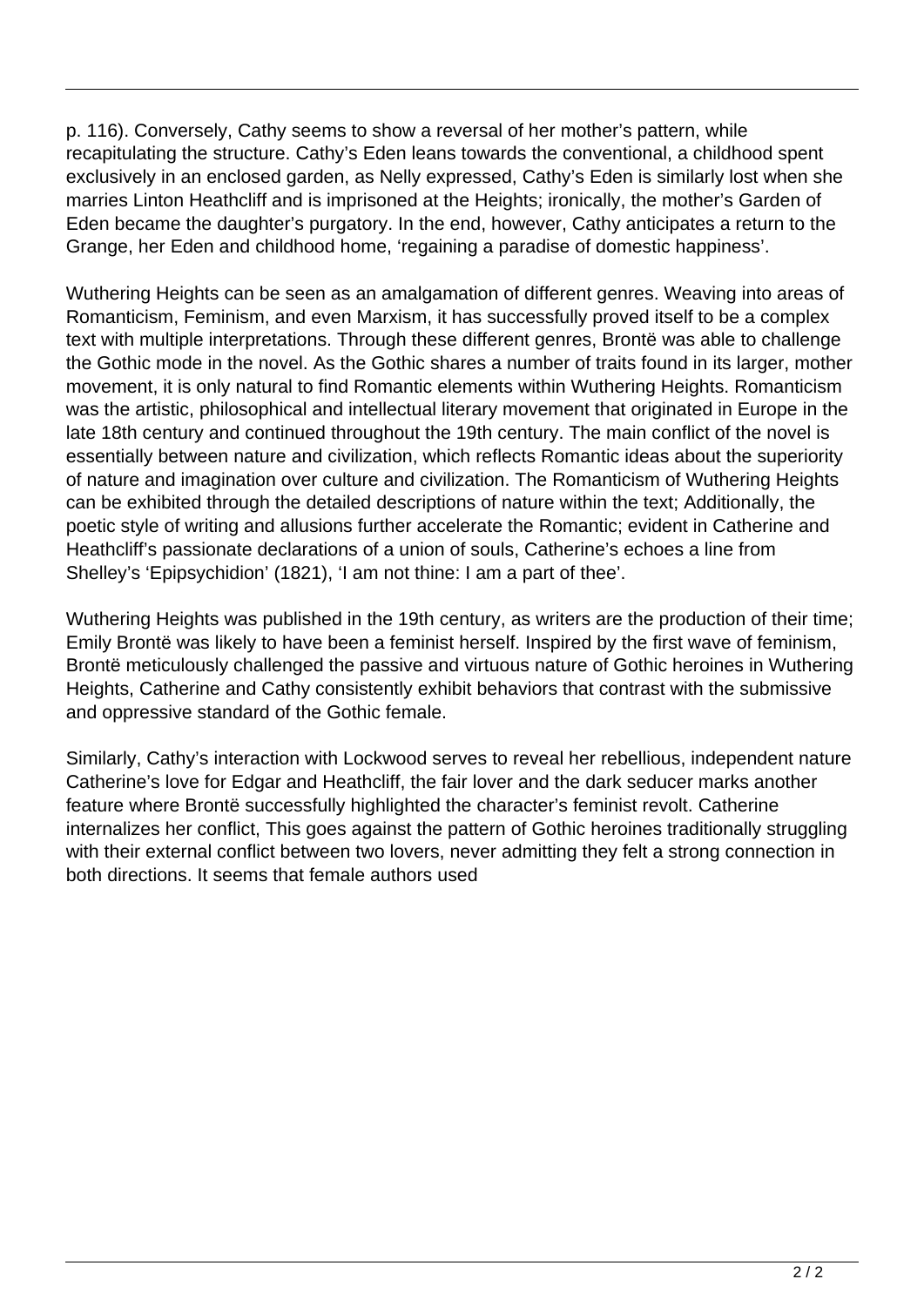p. 116). Conversely, Cathy seems to show a reversal of her mother's pattern, while recapitulating the structure. Cathy's Eden leans towards the conventional, a childhood spent exclusively in an enclosed garden, as Nelly expressed, Cathy's Eden is similarly lost when she marries Linton Heathcliff and is imprisoned at the Heights; ironically, the mother's Garden of Eden became the daughter's purgatory. In the end, however, Cathy anticipates a return to the Grange, her Eden and childhood home, 'regaining a paradise of domestic happiness'.

Wuthering Heights can be seen as an amalgamation of different genres. Weaving into areas of Romanticism, Feminism, and even Marxism, it has successfully proved itself to be a complex text with multiple interpretations. Through these different genres, Brontë was able to challenge the Gothic mode in the novel. As the Gothic shares a number of traits found in its larger, mother movement, it is only natural to find Romantic elements within Wuthering Heights. Romanticism was the artistic, philosophical and intellectual literary movement that originated in Europe in the late 18th century and continued throughout the 19th century. The main conflict of the novel is essentially between nature and civilization, which reflects Romantic ideas about the superiority of nature and imagination over culture and civilization. The Romanticism of Wuthering Heights can be exhibited through the detailed descriptions of nature within the text; Additionally, the poetic style of writing and allusions further accelerate the Romantic; evident in Catherine and Heathcliff's passionate declarations of a union of souls, Catherine's echoes a line from Shelley's 'Epipsychidion' (1821), 'I am not thine: I am a part of thee'.

Wuthering Heights was published in the 19th century, as writers are the production of their time; Emily Brontë was likely to have been a feminist herself. Inspired by the first wave of feminism, Brontë meticulously challenged the passive and virtuous nature of Gothic heroines in Wuthering Heights, Catherine and Cathy consistently exhibit behaviors that contrast with the submissive and oppressive standard of the Gothic female.

Similarly, Cathy's interaction with Lockwood serves to reveal her rebellious, independent nature Catherine's love for Edgar and Heathcliff, the fair lover and the dark seducer marks another feature where Brontë successfully highlighted the character's feminist revolt. Catherine internalizes her conflict, This goes against the pattern of Gothic heroines traditionally struggling with their external conflict between two lovers, never admitting they felt a strong connection in both directions. It seems that female authors used